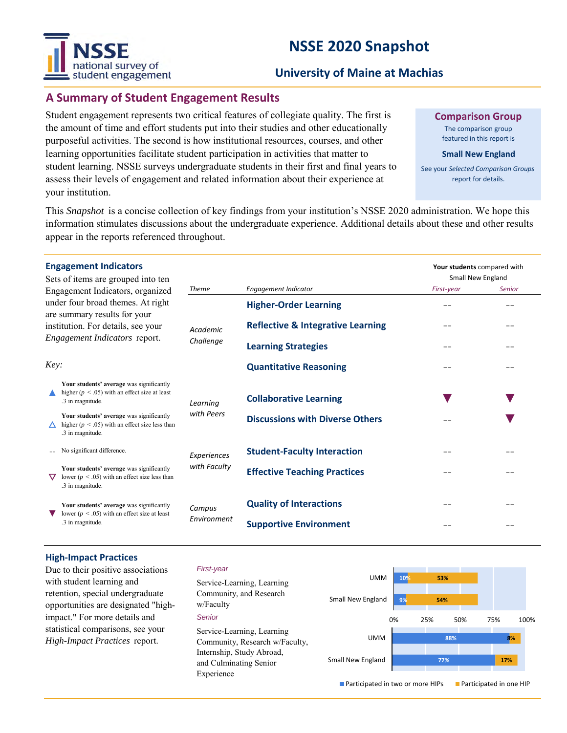# NSSE 2020 Snapshot

## University of Maine at Machias

## A Summary of Student Engagement Results

Student engagement represents two critical features of collegiate quality. The first is the amount of time and effort students put into their studies and other educationally purposeful activities. The second is how institutional resources, courses, and other learning opportunities facilitate student participation in activities that matter to student learning. NSSE surveys undergraduate students in their first and final years to assess their levels of engagement and related information about their experience at your institution.

**Comparison Group**

The comparison group featured in this report is

**Small New England**

See your *Selected Comparison Groups* report for details.

This *Snapshot* is a concise collection of key findings from your institution's NSSE 2020 administration. We hope this information stimulates discussions about the undergraduate experience. Additional details about these and other results appear in the reports referenced throughout.

### Engagement Indicators

Sets of items are grouped into ten Engagement Indicators, organized under four broad themes. At right are summary results for your institution. For details, see your *Engagement Indicators* report.

*Key:*

- ▲ **Your students' average** was significantly higher ($p < .05$) with an effect size at least .3 in magnitude.
- △ **Your students' average** was significantly higher ($p < .05$) with an effect size less than .3 in magnitude.
- -- No significant difference.
- ▽ **Your students' average** was significantly lower ($p < .05$) with an effect size less than .3 in magnitude.
- ▼ **Your students' average** was significantly lower ($p < .05$) with an effect size at least .3 in magnitude.

**Your students** compared with Small New England

| *Theme* | *Engagement Indicator* | *First-year* | *Senior* |
|---|---|---|---|
| *Academic Challenge* | **Higher-Order Learning** | -- | -- |
| | **Reflective & Integrative Learning** | -- | -- |
| | **Learning Strategies** | -- | -- |
| | **Quantitative Reasoning** | -- | -- |
| *Learning with Peers* | **Collaborative Learning** | ▼ | ▼ |
| | **Discussions with Diverse Others** | -- | ▼ |
| *Experiences with Faculty* | **Student-Faculty Interaction** | -- | -- |
| | **Effective Teaching Practices** | -- | -- |
| *Campus Environment* | **Quality of Interactions** | -- | -- |
| | **Supportive Environment** | -- | -- |

### High-Impact Practices

Due to their positive associations with student learning and retention, special undergraduate opportunities are designated "high-impact." For more details and statistical comparisons, see your *High-Impact Practices* report.

*First-year*

Service-Learning, Learning Community, and Research w/Faculty

*Senior*

Service-Learning, Learning Community, Research w/Faculty, Internship, Study Abroad, and Culminating Senior Experience

| | Participated in two or more HIPs | Participated in one HIP |
|---|---|---|
| **First-year** | | |
| UMM | 10% | 53% |
| Small New England | 9% | 54% |
| **Senior** | | |
| UMM | 88% | 8% |
| Small New England | 77% | 17% |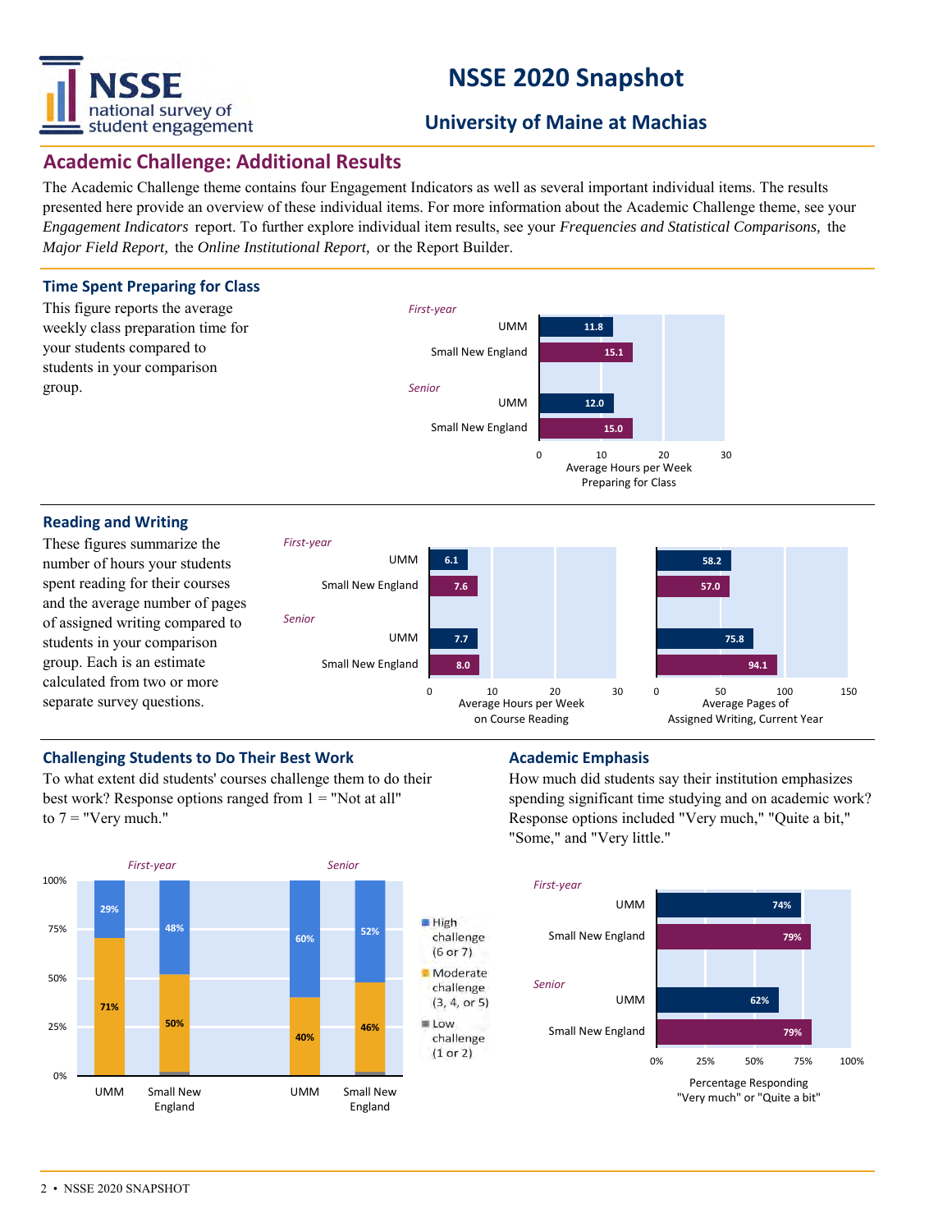# NSSE 2020 Snapshot

## University of Maine at Machias

## Academic Challenge: Additional Results

The Academic Challenge theme contains four Engagement Indicators as well as several important individual items. The results presented here provide an overview of these individual items. For more information about the Academic Challenge theme, see your *Engagement Indicators* report. To further explore individual item results, see your *Frequencies and Statistical Comparisons,* the *Major Field Report,* the *Online Institutional Report,* or the Report Builder.

### Time Spent Preparing for Class

This figure reports the average weekly class preparation time for your students compared to students in your comparison group.

| | | Average Hours per Week Preparing for Class |
|---|---|---|
| *First-year* | UMM | 11.8 |
| | Small New England | 15.1 |
| *Senior* | UMM | 12.0 |
| | Small New England | 15.0 |

### Reading and Writing

These figures summarize the number of hours your students spent reading for their courses and the average number of pages of assigned writing compared to students in your comparison group. Each is an estimate calculated from two or more separate survey questions.

| | | Average Hours per Week on Course Reading | Average Pages of Assigned Writing, Current Year |
|---|---|---|---|
| *First-year* | UMM | 6.1 | 58.2 |
| | Small New England | 7.6 | 57.0 |
| *Senior* | UMM | 7.7 | 75.8 |
| | Small New England | 8.0 | 94.1 |

### Challenging Students to Do Their Best Work

To what extent did students' courses challenge them to do their best work? Response options ranged from 1 = "Not at all" to 7 = "Very much."

| | | High challenge (6 or 7) | Moderate challenge (3, 4, or 5) | Low challenge (1 or 2) |
|---|---|---|---|---|
| *First-year* | UMM | 29% | 71% | |
| | Small New England | 48% | 50% | |
| *Senior* | UMM | 60% | 40% | |
| | Small New England | 52% | 46% | |

### Academic Emphasis

How much did students say their institution emphasizes spending significant time studying and on academic work? Response options included "Very much," "Quite a bit," "Some," and "Very little."

| | | Percentage Responding "Very much" or "Quite a bit" |
|---|---|---|
| *First-year* | UMM | 74% |
| | Small New England | 79% |
| *Senior* | UMM | 62% |
| | Small New England | 79% |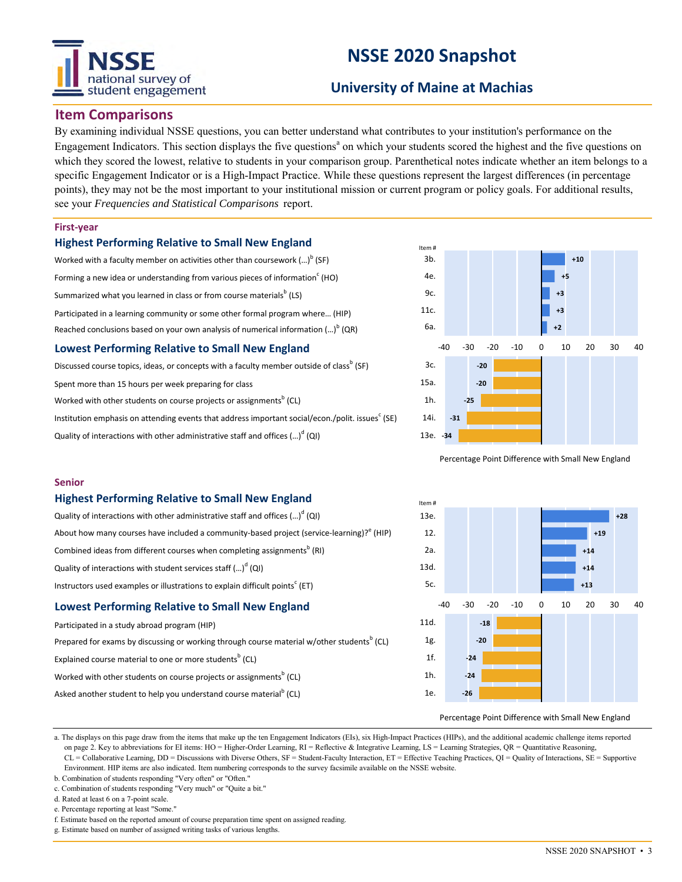# NSSE 2020 Snapshot

## University of Maine at Machias

## Item Comparisons

By examining individual NSSE questions, you can better understand what contributes to your institution's performance on the Engagement Indicators. This section displays the five questions[a] on which your students scored the highest and the five questions on which they scored the lowest, relative to students in your comparison group. Parenthetical notes indicate whether an item belongs to a specific Engagement Indicator or is a High-Impact Practice. While these questions represent the largest differences (in percentage points), they may not be the most important to your institutional mission or current program or policy goals. For additional results, see your *Frequencies and Statistical Comparisons* report.

### First-year

#### Highest Performing Relative to Small New England

| Item | Item # | Percentage Point Difference with Small New England |
|---|---|---|
| Worked with a faculty member on activities other than coursework (...)[b] (SF) | 3b. | +10 |
| Forming a new idea or understanding from various pieces of information[c] (HO) | 4e. | +5 |
| Summarized what you learned in class or from course materials[b] (LS) | 9c. | +3 |
| Participated in a learning community or some other formal program where... (HIP) | 11c. | +3 |
| Reached conclusions based on your own analysis of numerical information (...)[b] (QR) | 6a. | +2 |

#### Lowest Performing Relative to Small New England

| Item | Item # | Percentage Point Difference with Small New England |
|---|---|---|
| Discussed course topics, ideas, or concepts with a faculty member outside of class[b] (SF) | 3c. | -20 |
| Spent more than 15 hours per week preparing for class | 15a. | -20 |
| Worked with other students on course projects or assignments[b] (CL) | 1h. | -25 |
| Institution emphasis on attending events that address important social/econ./polit. issues[c] (SE) | 14i. | -31 |
| Quality of interactions with other administrative staff and offices (...)[d] (QI) | 13e. | -34 |

### Senior

#### Highest Performing Relative to Small New England

| Item | Item # | Percentage Point Difference with Small New England |
|---|---|---|
| Quality of interactions with other administrative staff and offices (...)[d] (QI) | 13e. | +28 |
| About how many courses have included a community-based project (service-learning)?[e] (HIP) | 12. | +19 |
| Combined ideas from different courses when completing assignments[b] (RI) | 2a. | +14 |
| Quality of interactions with student services staff (...)[d] (QI) | 13d. | +14 |
| Instructors used examples or illustrations to explain difficult points[c] (ET) | 5c. | +13 |

#### Lowest Performing Relative to Small New England

| Item | Item # | Percentage Point Difference with Small New England |
|---|---|---|
| Participated in a study abroad program (HIP) | 11d. | -18 |
| Prepared for exams by discussing or working through course material w/other students[b] (CL) | 1g. | -20 |
| Explained course material to one or more students[b] (CL) | 1f. | -24 |
| Worked with other students on course projects or assignments[b] (CL) | 1h. | -24 |
| Asked another student to help you understand course material[b] (CL) | 1e. | -26 |

a. The displays on this page draw from the items that make up the ten Engagement Indicators (EIs), six High-Impact Practices (HIPs), and the additional academic challenge items reported on page 2. Key to abbreviations for EI items: HO = Higher-Order Learning, RI = Reflective & Integrative Learning, LS = Learning Strategies, QR = Quantitative Reasoning, CL = Collaborative Learning, DD = Discussions with Diverse Others, SF = Student-Faculty Interaction, ET = Effective Teaching Practices, QI = Quality of Interactions, SE = Supportive Environment. HIP items are also indicated. Item numbering corresponds to the survey facsimile available on the NSSE website.
b. Combination of students responding "Very often" or "Often."
c. Combination of students responding "Very much" or "Quite a bit."
d. Rated at least 6 on a 7-point scale.
e. Percentage reporting at least "Some."
f. Estimate based on the reported amount of course preparation time spent on assigned reading.
g. Estimate based on number of assigned writing tasks of various lengths.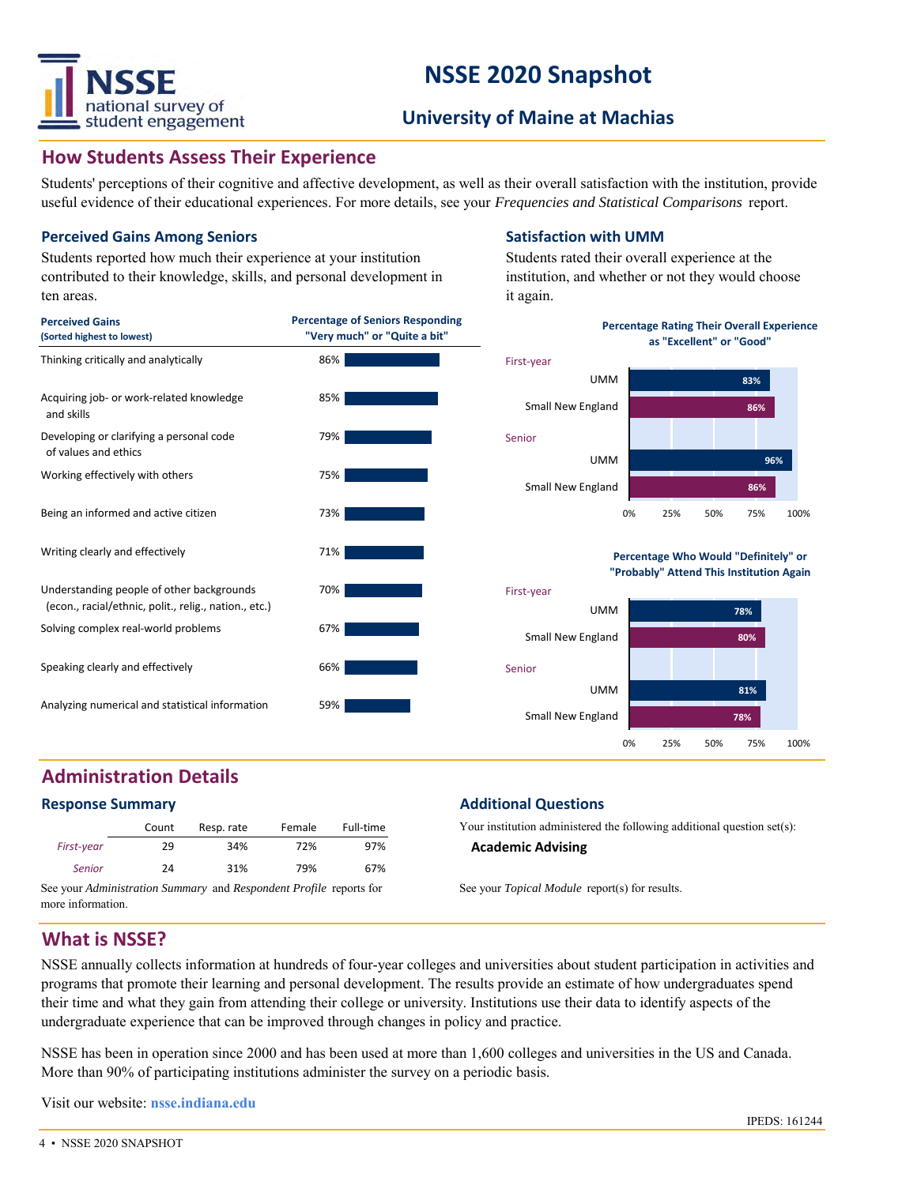# NSSE 2020 Snapshot

## University of Maine at Machias

## How Students Assess Their Experience

Students' perceptions of their cognitive and affective development, as well as their overall satisfaction with the institution, provide useful evidence of their educational experiences. For more details, see your *Frequencies and Statistical Comparisons* report.

### Perceived Gains Among Seniors

Students reported how much their experience at your institution contributed to their knowledge, skills, and personal development in ten areas.

Perceived Gains (Sorted highest to lowest)

Percentage of Seniors Responding "Very much" or "Quite a bit"

Thinking critically and analytically 86%

Acquiring job- or work-related knowledge and skills 85%

Developing or clarifying a personal code of values and ethics 79%

Working effectively with others 75%

Being an informed and active citizen 73%

Writing clearly and effectively 71%

Understanding people of other backgrounds (econ., racial/ethnic, polit., relig., nation., etc.) 70%

Solving complex real-world problems 67%

Speaking clearly and effectively 66%

Analyzing numerical and statistical information 59%

### Satisfaction with UMM

Students rated their overall experience at the institution, and whether or not they would choose it again.

Percentage Rating Their Overall Experience as "Excellent" or "Good"

First-year

UMM 83%

Small New England 86%

Senior

UMM 96%

Small New England 86%

0% 25% 50% 75% 100%

Percentage Who Would "Definitely" or "Probably" Attend This Institution Again

First-year

UMM 78%

Small New England 80%

Senior

UMM 81%

Small New England 78%

0% 25% 50% 75% 100%

## Administration Details

### Response Summary

| | Count | Resp. rate | Female | Full-time |
|---|---|---|---|---|
| *First-year* | 29 | 34% | 72% | 97% |
| *Senior* | 24 | 31% | 79% | 67% |

See your *Administration Summary* and *Respondent Profile* reports for more information.

### Additional Questions

Your institution administered the following additional question set(s):

**Academic Advising**

See your *Topical Module* report(s) for results.

## What is NSSE?

NSSE annually collects information at hundreds of four-year colleges and universities about student participation in activities and programs that promote their learning and personal development. The results provide an estimate of how undergraduates spend their time and what they gain from attending their college or university. Institutions use their data to identify aspects of the undergraduate experience that can be improved through changes in policy and practice.

NSSE has been in operation since 2000 and has been used at more than 1,600 colleges and universities in the US and Canada. More than 90% of participating institutions administer the survey on a periodic basis.

Visit our website: **nsse.indiana.edu**

IPEDS: 161244